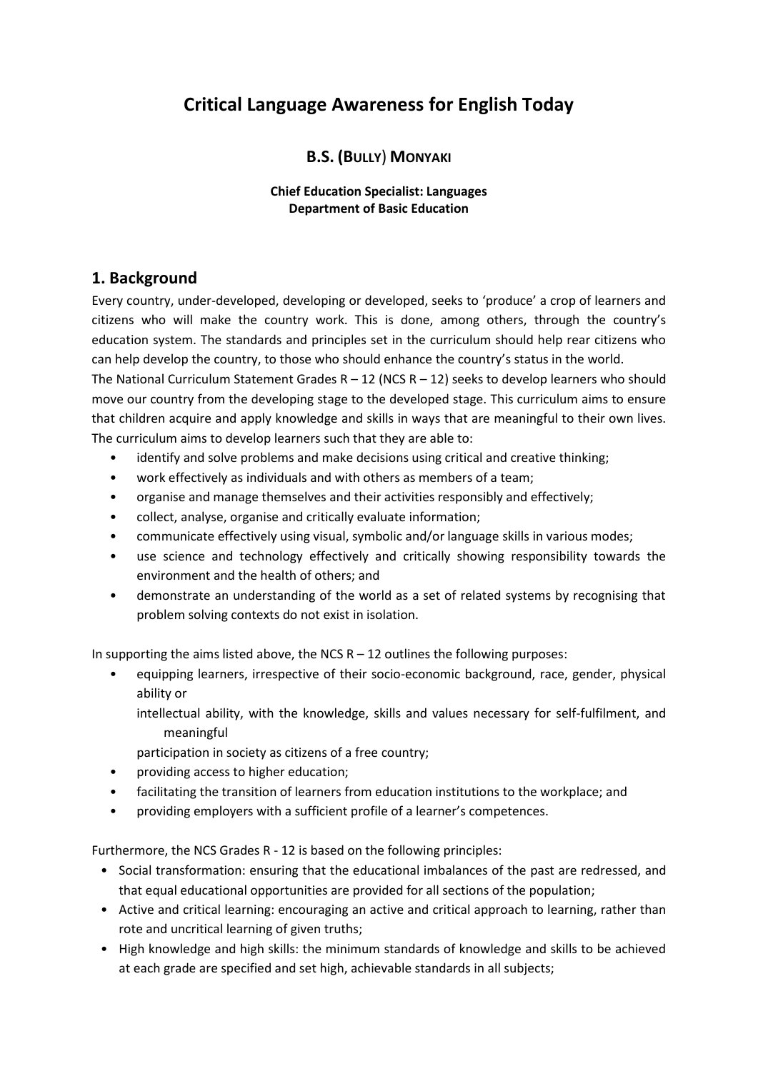# Critical Language Awareness for English Today

**B.S. (BULLY) MONYAKI**

**Chief Education Specialist: Languages**
**Department of Basic Education**

## 1. Background

Every country, under-developed, developing or developed, seeks to 'produce' a crop of learners and citizens who will make the country work. This is done, among others, through the country's education system. The standards and principles set in the curriculum should help rear citizens who can help develop the country, to those who should enhance the country's status in the world.

The National Curriculum Statement Grades R – 12 (NCS R – 12) seeks to develop learners who should move our country from the developing stage to the developed stage. This curriculum aims to ensure that children acquire and apply knowledge and skills in ways that are meaningful to their own lives. The curriculum aims to develop learners such that they are able to:

- identify and solve problems and make decisions using critical and creative thinking;
- work effectively as individuals and with others as members of a team;
- organise and manage themselves and their activities responsibly and effectively;
- collect, analyse, organise and critically evaluate information;
- communicate effectively using visual, symbolic and/or language skills in various modes;
- use science and technology effectively and critically showing responsibility towards the environment and the health of others; and
- demonstrate an understanding of the world as a set of related systems by recognising that problem solving contexts do not exist in isolation.

In supporting the aims listed above, the NCS R – 12 outlines the following purposes:

- equipping learners, irrespective of their socio-economic background, race, gender, physical ability or intellectual ability, with the knowledge, skills and values necessary for self-fulfilment, and meaningful participation in society as citizens of a free country;
- providing access to higher education;
- facilitating the transition of learners from education institutions to the workplace; and
- providing employers with a sufficient profile of a learner's competences.

Furthermore, the NCS Grades R - 12 is based on the following principles:

- Social transformation: ensuring that the educational imbalances of the past are redressed, and that equal educational opportunities are provided for all sections of the population;
- Active and critical learning: encouraging an active and critical approach to learning, rather than rote and uncritical learning of given truths;
- High knowledge and high skills: the minimum standards of knowledge and skills to be achieved at each grade are specified and set high, achievable standards in all subjects;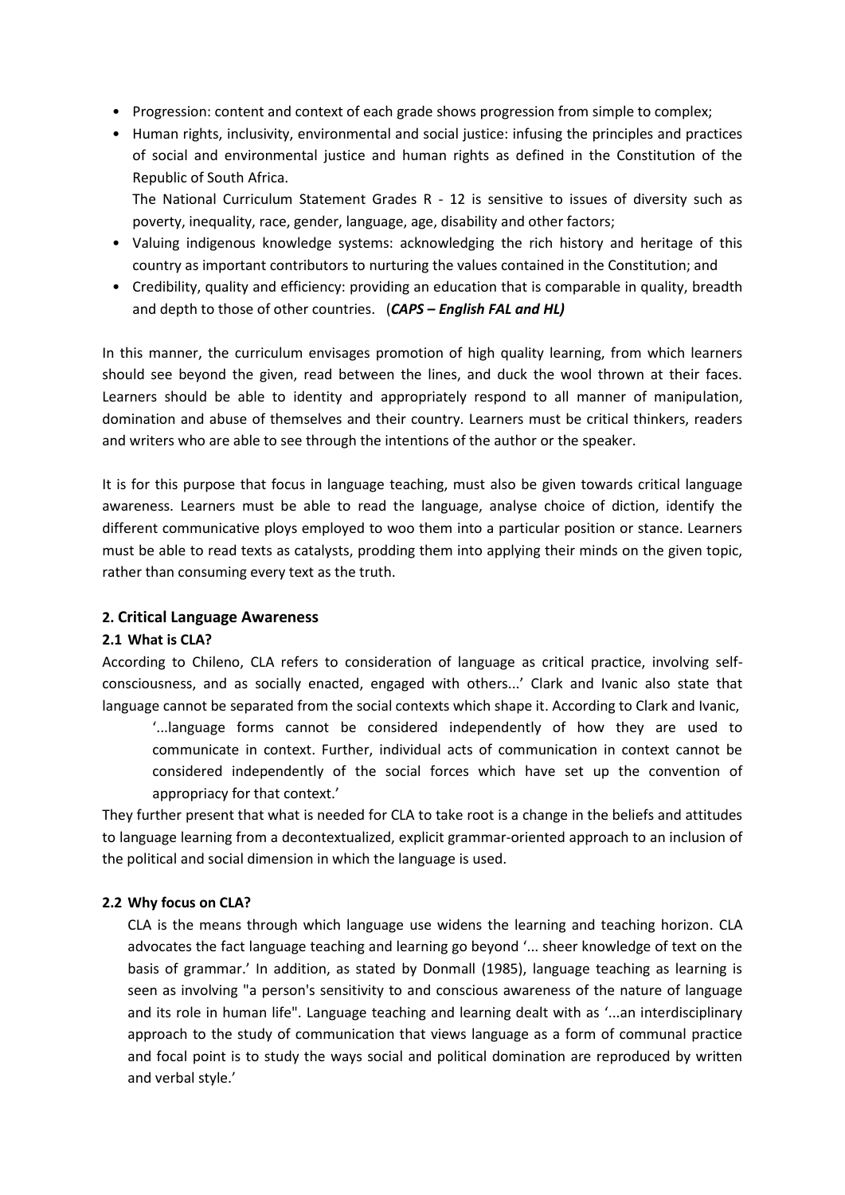- Progression: content and context of each grade shows progression from simple to complex;
- Human rights, inclusivity, environmental and social justice: infusing the principles and practices of social and environmental justice and human rights as defined in the Constitution of the Republic of South Africa.

  The National Curriculum Statement Grades R - 12 is sensitive to issues of diversity such as poverty, inequality, race, gender, language, age, disability and other factors;
- Valuing indigenous knowledge systems: acknowledging the rich history and heritage of this country as important contributors to nurturing the values contained in the Constitution; and
- Credibility, quality and efficiency: providing an education that is comparable in quality, breadth and depth to those of other countries. (***CAPS – English FAL and HL)***

In this manner, the curriculum envisages promotion of high quality learning, from which learners should see beyond the given, read between the lines, and duck the wool thrown at their faces. Learners should be able to identity and appropriately respond to all manner of manipulation, domination and abuse of themselves and their country. Learners must be critical thinkers, readers and writers who are able to see through the intentions of the author or the speaker.

It is for this purpose that focus in language teaching, must also be given towards critical language awareness. Learners must be able to read the language, analyse choice of diction, identify the different communicative ploys employed to woo them into a particular position or stance. Learners must be able to read texts as catalysts, prodding them into applying their minds on the given topic, rather than consuming every text as the truth.

## 2. Critical Language Awareness

### 2.1 What is CLA?

According to Chileno, CLA refers to consideration of language as critical practice, involving self-consciousness, and as socially enacted, engaged with others...' Clark and Ivanic also state that language cannot be separated from the social contexts which shape it. According to Clark and Ivanic,

> '...language forms cannot be considered independently of how they are used to communicate in context. Further, individual acts of communication in context cannot be considered independently of the social forces which have set up the convention of appropriacy for that context.'

They further present that what is needed for CLA to take root is a change in the beliefs and attitudes to language learning from a decontextualized, explicit grammar-oriented approach to an inclusion of the political and social dimension in which the language is used.

### 2.2 Why focus on CLA?

CLA is the means through which language use widens the learning and teaching horizon. CLA advocates the fact language teaching and learning go beyond '... sheer knowledge of text on the basis of grammar.' In addition, as stated by Donmall (1985), language teaching as learning is seen as involving "a person's sensitivity to and conscious awareness of the nature of language and its role in human life". Language teaching and learning dealt with as '...an interdisciplinary approach to the study of communication that views language as a form of communal practice and focal point is to study the ways social and political domination are reproduced by written and verbal style.'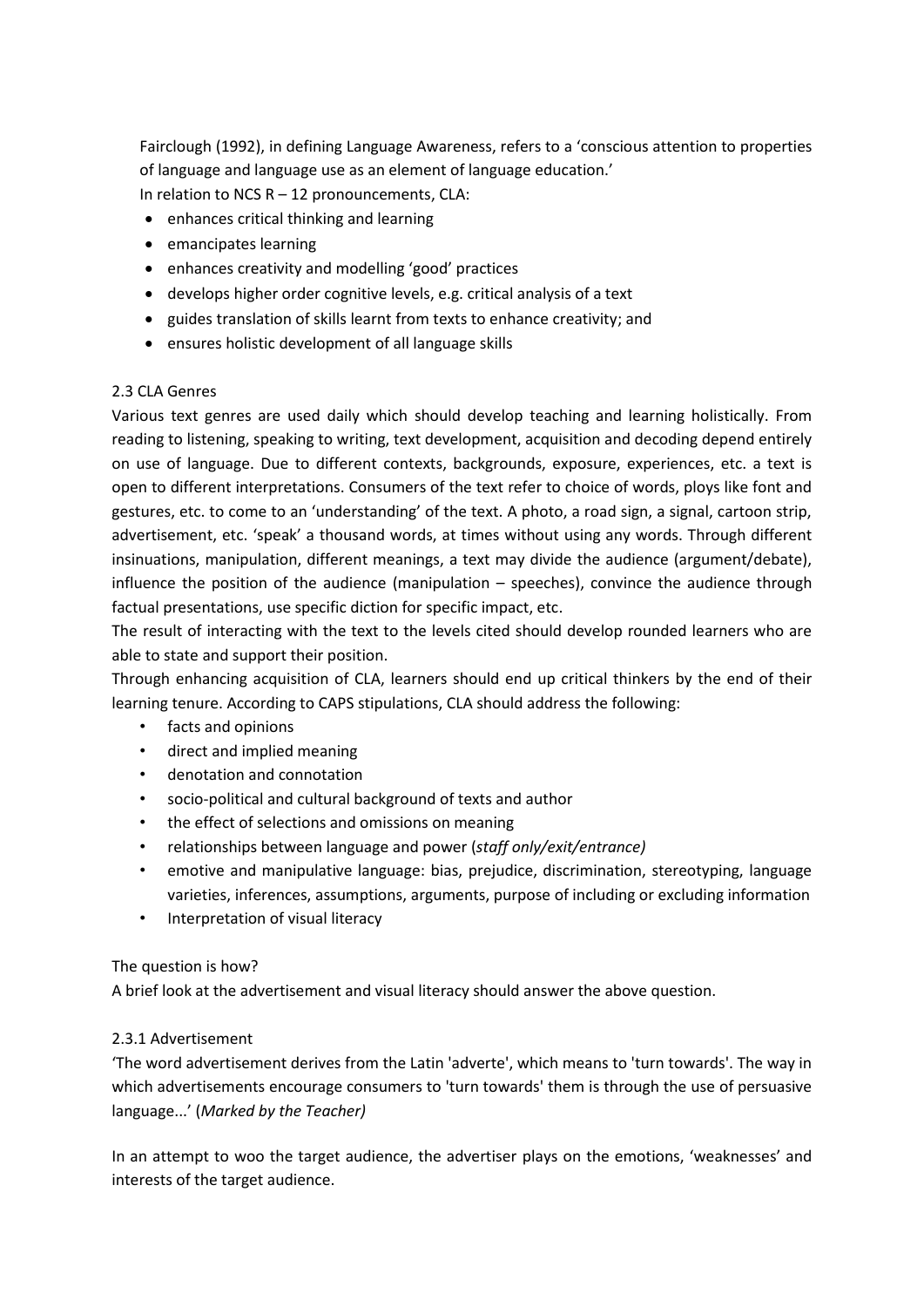Fairclough (1992), in defining Language Awareness, refers to a 'conscious attention to properties of language and language use as an element of language education.'

In relation to NCS R – 12 pronouncements, CLA:

- enhances critical thinking and learning
- emancipates learning
- enhances creativity and modelling 'good' practices
- develops higher order cognitive levels, e.g. critical analysis of a text
- guides translation of skills learnt from texts to enhance creativity; and
- ensures holistic development of all language skills

### 2.3 CLA Genres

Various text genres are used daily which should develop teaching and learning holistically. From reading to listening, speaking to writing, text development, acquisition and decoding depend entirely on use of language. Due to different contexts, backgrounds, exposure, experiences, etc. a text is open to different interpretations. Consumers of the text refer to choice of words, ploys like font and gestures, etc. to come to an 'understanding' of the text. A photo, a road sign, a signal, cartoon strip, advertisement, etc. 'speak' a thousand words, at times without using any words. Through different insinuations, manipulation, different meanings, a text may divide the audience (argument/debate), influence the position of the audience (manipulation – speeches), convince the audience through factual presentations, use specific diction for specific impact, etc.

The result of interacting with the text to the levels cited should develop rounded learners who are able to state and support their position.

Through enhancing acquisition of CLA, learners should end up critical thinkers by the end of their learning tenure. According to CAPS stipulations, CLA should address the following:

- facts and opinions
- direct and implied meaning
- denotation and connotation
- socio-political and cultural background of texts and author
- the effect of selections and omissions on meaning
- relationships between language and power (*staff only/exit/entrance)*
- emotive and manipulative language: bias, prejudice, discrimination, stereotyping, language varieties, inferences, assumptions, arguments, purpose of including or excluding information
- Interpretation of visual literacy

The question is how?

A brief look at the advertisement and visual literacy should answer the above question.

#### 2.3.1 Advertisement

'The word advertisement derives from the Latin 'adverte', which means to 'turn towards'. The way in which advertisements encourage consumers to 'turn towards' them is through the use of persuasive language...' (*Marked by the Teacher)*

In an attempt to woo the target audience, the advertiser plays on the emotions, 'weaknesses' and interests of the target audience.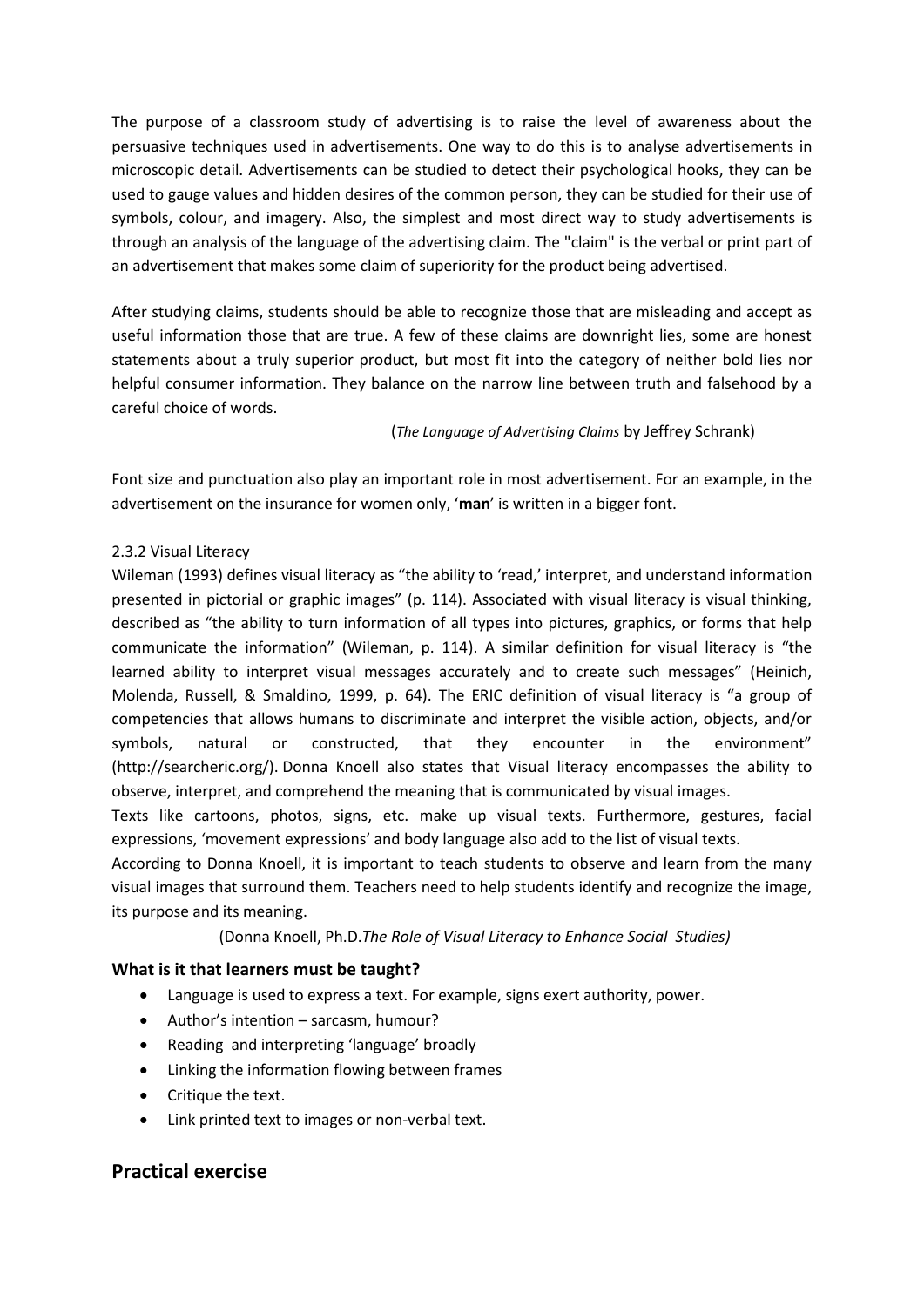The purpose of a classroom study of advertising is to raise the level of awareness about the persuasive techniques used in advertisements. One way to do this is to analyse advertisements in microscopic detail. Advertisements can be studied to detect their psychological hooks, they can be used to gauge values and hidden desires of the common person, they can be studied for their use of symbols, colour, and imagery. Also, the simplest and most direct way to study advertisements is through an analysis of the language of the advertising claim. The "claim" is the verbal or print part of an advertisement that makes some claim of superiority for the product being advertised.

After studying claims, students should be able to recognize those that are misleading and accept as useful information those that are true. A few of these claims are downright lies, some are honest statements about a truly superior product, but most fit into the category of neither bold lies nor helpful consumer information. They balance on the narrow line between truth and falsehood by a careful choice of words.

(*The Language of Advertising Claims* by Jeffrey Schrank)

Font size and punctuation also play an important role in most advertisement. For an example, in the advertisement on the insurance for women only, '**man**' is written in a bigger font.

### 2.3.2 Visual Literacy

Wileman (1993) defines visual literacy as "the ability to 'read,' interpret, and understand information presented in pictorial or graphic images" (p. 114). Associated with visual literacy is visual thinking, described as "the ability to turn information of all types into pictures, graphics, or forms that help communicate the information" (Wileman, p. 114). A similar definition for visual literacy is "the learned ability to interpret visual messages accurately and to create such messages" (Heinich, Molenda, Russell, & Smaldino, 1999, p. 64). The ERIC definition of visual literacy is "a group of competencies that allows humans to discriminate and interpret the visible action, objects, and/or symbols, natural or constructed, that they encounter in the environment" (http://searcheric.org/). Donna Knoell also states that Visual literacy encompasses the ability to observe, interpret, and comprehend the meaning that is communicated by visual images.

Texts like cartoons, photos, signs, etc. make up visual texts. Furthermore, gestures, facial expressions, 'movement expressions' and body language also add to the list of visual texts.

According to Donna Knoell, it is important to teach students to observe and learn from the many visual images that surround them. Teachers need to help students identify and recognize the image, its purpose and its meaning.

(Donna Knoell, Ph.D.*The Role of Visual Literacy to Enhance Social Studies)*

**What is it that learners must be taught?**

- Language is used to express a text. For example, signs exert authority, power.
- Author's intention – sarcasm, humour?
- Reading and interpreting 'language' broadly
- Linking the information flowing between frames
- Critique the text.
- Link printed text to images or non-verbal text.

## Practical exercise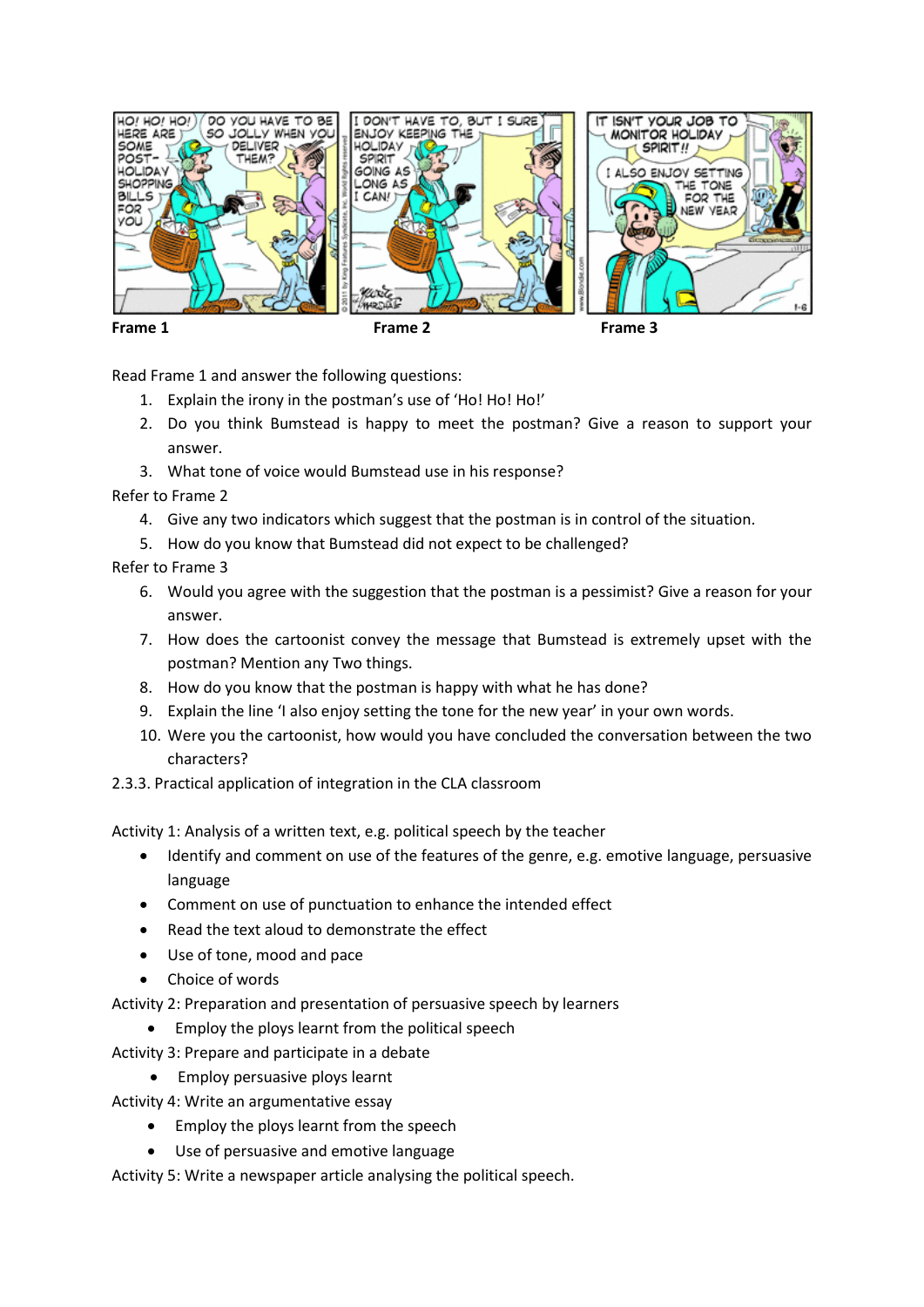Frame 1 Frame 2 Frame 3

Read Frame 1 and answer the following questions:

1. Explain the irony in the postman's use of 'Ho! Ho! Ho!'
2. Do you think Bumstead is happy to meet the postman? Give a reason to support your answer.
3. What tone of voice would Bumstead use in his response?

Refer to Frame 2

4. Give any two indicators which suggest that the postman is in control of the situation.
5. How do you know that Bumstead did not expect to be challenged?

Refer to Frame 3

6. Would you agree with the suggestion that the postman is a pessimist? Give a reason for your answer.
7. How does the cartoonist convey the message that Bumstead is extremely upset with the postman? Mention any Two things.
8. How do you know that the postman is happy with what he has done?
9. Explain the line 'I also enjoy setting the tone for the new year' in your own words.
10. Were you the cartoonist, how would you have concluded the conversation between the two characters?

2.3.3. Practical application of integration in the CLA classroom

Activity 1: Analysis of a written text, e.g. political speech by the teacher

- Identify and comment on use of the features of the genre, e.g. emotive language, persuasive language
- Comment on use of punctuation to enhance the intended effect
- Read the text aloud to demonstrate the effect
- Use of tone, mood and pace
- Choice of words

Activity 2: Preparation and presentation of persuasive speech by learners

- Employ the ploys learnt from the political speech

Activity 3: Prepare and participate in a debate

- Employ persuasive ploys learnt

Activity 4: Write an argumentative essay

- Employ the ploys learnt from the speech
- Use of persuasive and emotive language

Activity 5: Write a newspaper article analysing the political speech.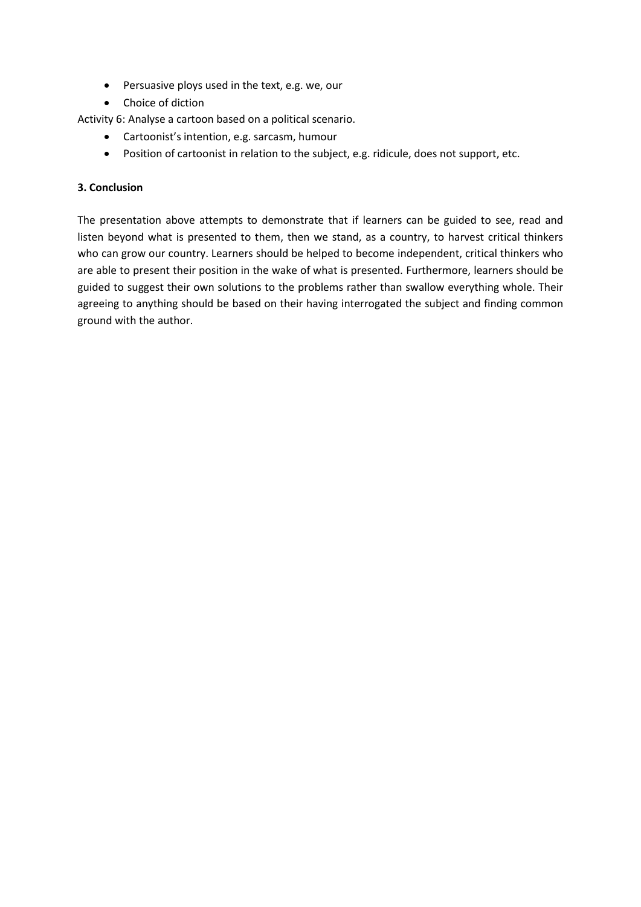- Persuasive ploys used in the text, e.g. we, our
- Choice of diction

Activity 6: Analyse a cartoon based on a political scenario.

- Cartoonist's intention, e.g. sarcasm, humour
- Position of cartoonist in relation to the subject, e.g. ridicule, does not support, etc.

**3. Conclusion**

The presentation above attempts to demonstrate that if learners can be guided to see, read and listen beyond what is presented to them, then we stand, as a country, to harvest critical thinkers who can grow our country. Learners should be helped to become independent, critical thinkers who are able to present their position in the wake of what is presented. Furthermore, learners should be guided to suggest their own solutions to the problems rather than swallow everything whole. Their agreeing to anything should be based on their having interrogated the subject and finding common ground with the author.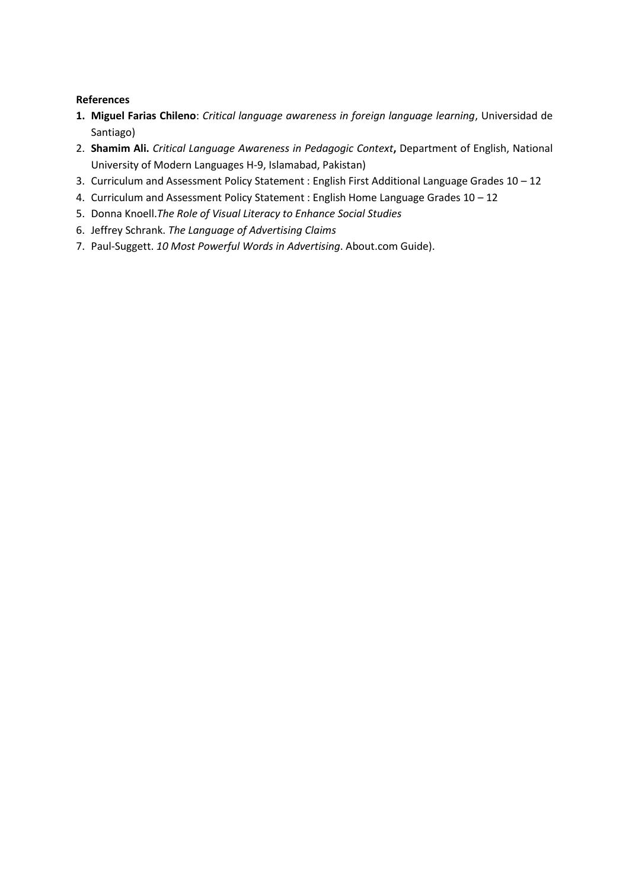**References**

1. **Miguel Farias Chileno**: *Critical language awareness in foreign language learning*, Universidad de Santiago)
2. **Shamim Ali.** *Critical Language Awareness in Pedagogic Context***,** Department of English, National University of Modern Languages H-9, Islamabad, Pakistan)
3. Curriculum and Assessment Policy Statement : English First Additional Language Grades 10 – 12
4. Curriculum and Assessment Policy Statement : English Home Language Grades 10 – 12
5. Donna Knoell.*The Role of Visual Literacy to Enhance Social Studies*
6. Jeffrey Schrank. *The Language of Advertising Claims*
7. Paul-Suggett. *10 Most Powerful Words in Advertising*. About.com Guide).